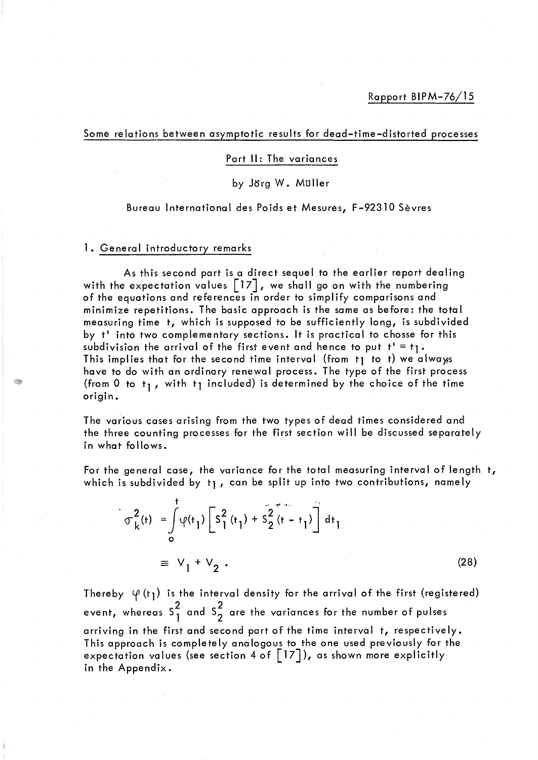Rapport BIPM-76/15

## Some relations between asymptotic results for dead-time-distorted processes

### Part II: The variances

by Jörg W. Müller

Bureau International des Poids et Mesures, F-92310 Sèvres

### 1. General introductory remarks

As this second part is a direct sequel to the earlier report dealing with the expectation values [17], we shall go on with the numbering of the equations and references in order to simplify comparisons and minimize repetitions. The basic approach is the same as before: the total measuring time t, which is supposed to be sufficiently long, is subdivided by t' into two complementary sections. It is practical to chosse for this subdivision the arrival of the first event and hence to put $t' = t_1$. This implies that for the second time interval (from $t_1$ to t) we always have to do with an ordinary renewal process. The type of the first process (from 0 to $t_1$, with $t_1$ included) is determined by the choice of the time origin.

The various cases arising from the two types of dead times considered and the three counting processes for the first section will be discussed separately in what follows.

For the general case, the variance for the total measuring interval of length t, which is subdivided by $t_1$, can be split up into two contributions, namely

$$\sigma_k^2(t) = \int_0^t \varphi(t_1) \left[ S_1^2(t_1) + S_2^2(t - t_1) \right] dt_1$$

$$\equiv V_1 + V_2 \, . \tag{28}$$

Thereby $\varphi(t_1)$ is the interval density for the arrival of the first (registered) event, whereas $S_1^2$ and $S_2^2$ are the variances for the number of pulses arriving in the first and second part of the time interval t, respectively. This approach is completely analogous to the one used previously for the expectation values (see section 4 of [17]), as shown more explicitly in the Appendix.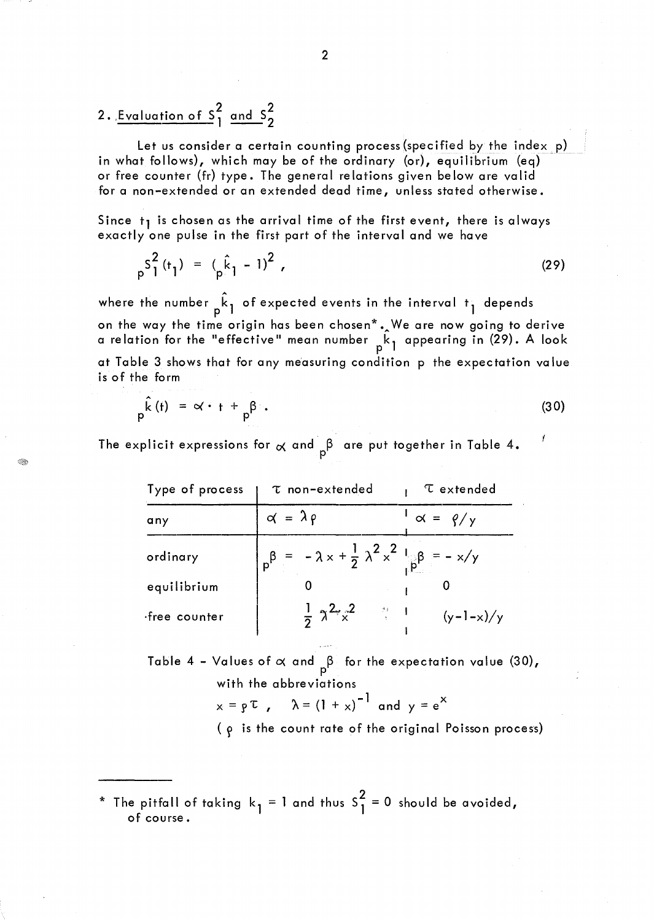## 2. Evaluation of $S_1^2$ and $S_2^2$

Let us consider a certain counting process (specified by the index p) in what follows), which may be of the ordinary (or), equilibrium (eq) or free counter (fr) type. The general relations given below are valid for a non-extended or an extended dead time, unless stated otherwise.

Since $t_1$ is chosen as the arrival time of the first event, there is always exactly one pulse in the first part of the interval and we have

$$
{}_pS_1^2(t_1) = ({}_p\hat{k}_1 - 1)^2 , \tag{29}
$$

where the number ${}_p\hat{k}_1$ of expected events in the interval $t_1$ depends on the way the time origin has been chosen*. We are now going to derive a relation for the "effective" mean number ${}_p\hat{k}_1$ appearing in (29). A look at Table 3 shows that for any measuring condition p the expectation value is of the form

$$
{}_p\hat{k}(t) = \alpha \cdot t + {}_p\beta . \tag{30}
$$

The explicit expressions for $\alpha$ and ${}_p\beta$ are put together in Table 4.

| Type of process | $\tau$ non-extended | $\tau$ extended |
|---|---|---|
| any | $\alpha = \lambda\rho$ | $\alpha = \rho/y$ |
| ordinary | ${}_p\beta = -\lambda x + \frac{1}{2}\lambda^2 x^2$ | ${}_p\beta = -x/y$ |
| equilibrium | 0 | 0 |
| free counter | $\frac{1}{2}\lambda^2 x^2$ | $(y-1-x)/y$ |

Table 4 - Values of $\alpha$ and ${}_p\beta$ for the expectation value (30), with the abbreviations

$x = \rho\tau$ , $\lambda = (1+x)^{-1}$ and $y = e^x$

($\rho$ is the count rate of the original Poisson process)

---

* The pitfall of taking $k_1 = 1$ and thus $S_1^2 = 0$ should be avoided, of course.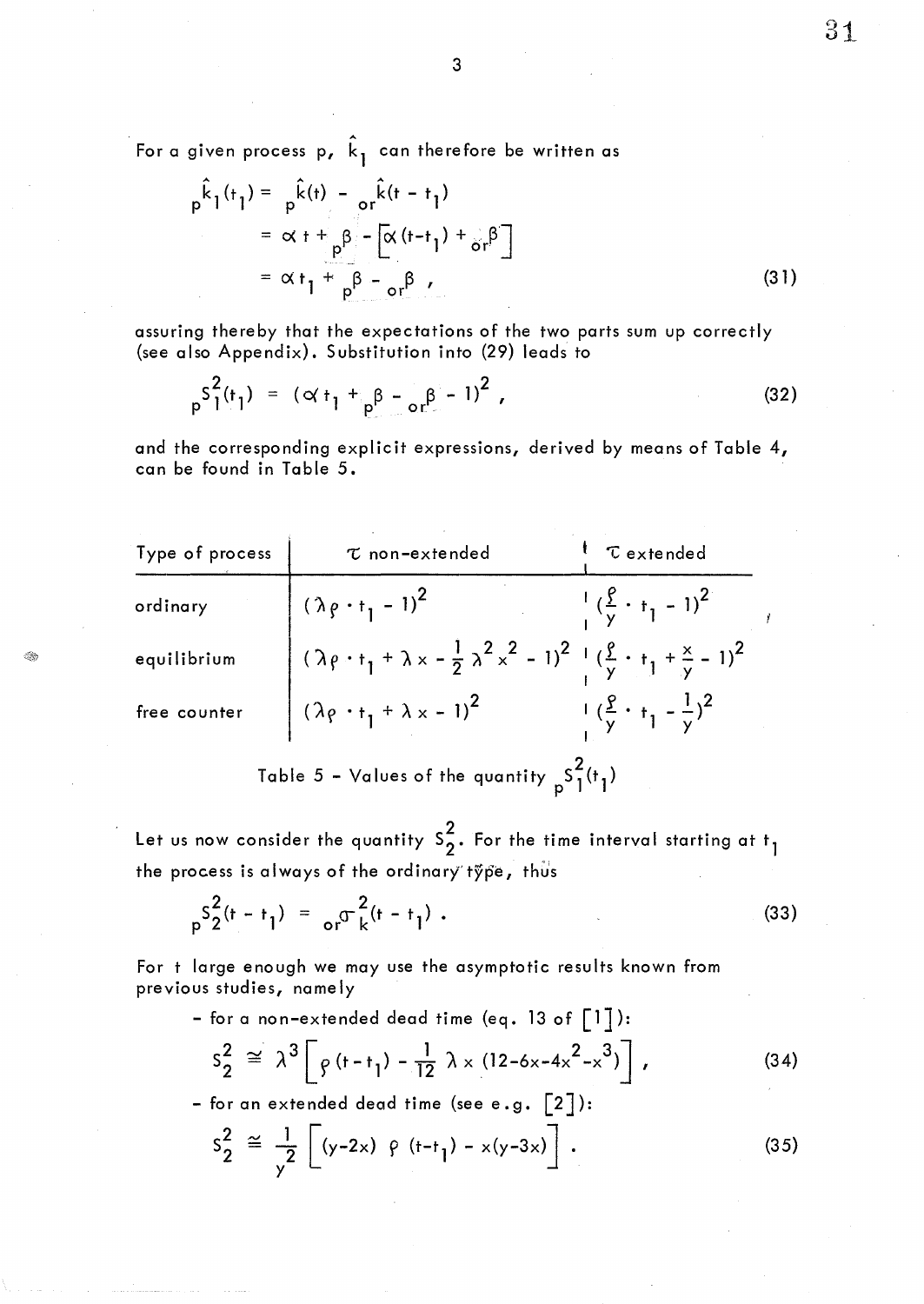For a given process p, $\hat{k}_1$ can therefore be written as

$$
\begin{aligned}
{}_p\hat{k}_1(t_1) &= {}_p\hat{k}(t) - {}_{or}\hat{k}(t-t_1) \\
&= \alpha t + {}_p\beta - \left[\alpha(t-t_1) + {}_{or}\beta\right] \\
&= \alpha t_1 + {}_p\beta - {}_{or}\beta \, ,
\end{aligned}
\tag{31}
$$

assuring thereby that the expectations of the two parts sum up correctly (see also Appendix). Substitution into (29) leads to

$$
{}_pS_1^2(t_1) = (\alpha t_1 + {}_p\beta - {}_{or}\beta - 1)^2 \, , \tag{32}
$$

and the corresponding explicit expressions, derived by means of Table 4, can be found in Table 5.

| Type of process | $\tau$ non-extended | $\tau$ extended |
|---|---|---|
| ordinary | $(\lambda\rho \cdot t_1 - 1)^2$ | $(\frac{\rho}{y} \cdot t_1 - 1)^2$ |
| equilibrium | $(\lambda\rho \cdot t_1 + \lambda x - \frac{1}{2}\lambda^2 x^2 - 1)^2$ | $(\frac{\rho}{y} \cdot t_1 + \frac{x}{y} - 1)^2$ |
| free counter | $(\lambda\rho \cdot t_1 + \lambda x - 1)^2$ | $(\frac{\rho}{y} \cdot t_1 - \frac{1}{y})^2$ |

Table 5 - Values of the quantity ${}_pS_1^2(t_1)$

Let us now consider the quantity $S_2^2$. For the time interval starting at $t_1$ the process is always of the ordinary type, thus

$$
{}_pS_2^2(t-t_1) = {}_{or}\sigma_k^2(t-t_1) \, . \tag{33}
$$

For t large enough we may use the asymptotic results known from previous studies, namely

- for a non-extended dead time (eq. 13 of [1]):

$$
S_2^2 \cong \lambda^3 \left[ \rho(t-t_1) - \frac{1}{12}\lambda x (12 - 6x - 4x^2 - x^3) \right] , \tag{34}
$$

- for an extended dead time (see e.g. [2]):

$$
S_2^2 \cong \frac{1}{y^2} \left[ (y-2x)\, \rho\, (t-t_1) - x(y-3x) \right] . \tag{35}
$$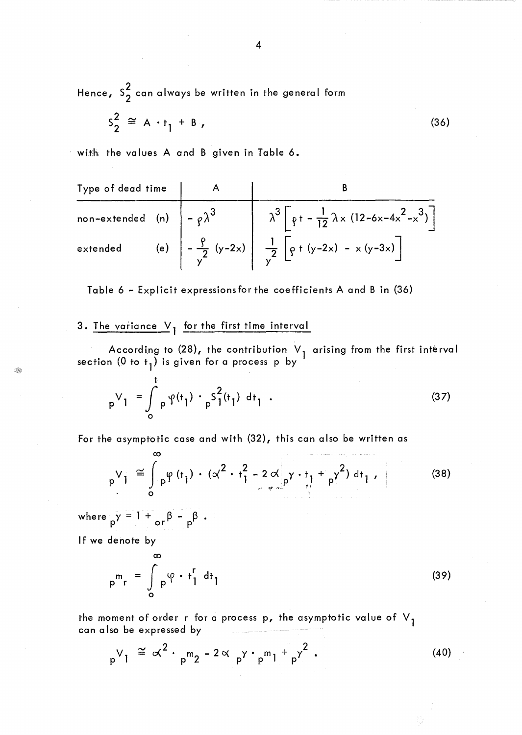Hence, $S_2^2$ can always be written in the general form

$$S_2^2 \cong A \cdot t_1 + B , \tag{36}$$

with the values A and B given in Table 6.

| Type of dead time | A | B |
|---|---|---|
| non-extended (n) | $-\rho\lambda^3$ | $\lambda^3 \left[ \rho t - \frac{1}{12} \lambda x \, (12-6x-4x^2-x^3) \right]$ |
| extended (e) | $-\frac{\rho}{y^2} \, (y-2x)$ | $\frac{1}{y^2} \left[ \rho \, t \, (y-2x) \; - \; x \, (y-3x) \right]$ |

Table 6 - Explicit expressions for the coefficients A and B in (36)

## 3. The variance $V_1$ for the first time interval

According to (28), the contribution $V_1$ arising from the first interval section (0 to $t_1$) is given for a process p by

$$_pV_1 = \int_0^t {}_p\varphi(t_1) \cdot {}_pS_1^2(t_1) \, dt_1 \; . \tag{37}$$

For the asymptotic case and with (32), this can also be written as

$$_pV_1 \cong \int_0^\infty {}_p\varphi(t_1) \cdot (\alpha^2 \cdot t_1^2 - 2\alpha \, {}_p\gamma \cdot t_1 + {}_p\gamma^2) \, dt_1 \; , \tag{38}$$

where ${}_p\gamma = 1 + {}_{or}\beta - {}_p\beta$ .

If we denote by

$$_pm_r = \int_0^\infty {}_p\varphi \cdot t_1^r \, dt_1 \tag{39}$$

the moment of order r for a process p, the asymptotic value of $V_1$ can also be expressed by

$$_pV_1 \cong \alpha^2 \cdot {}_pm_2 - 2\alpha \, {}_p\gamma \cdot {}_pm_1 + {}_p\gamma^2 \; . \tag{40}$$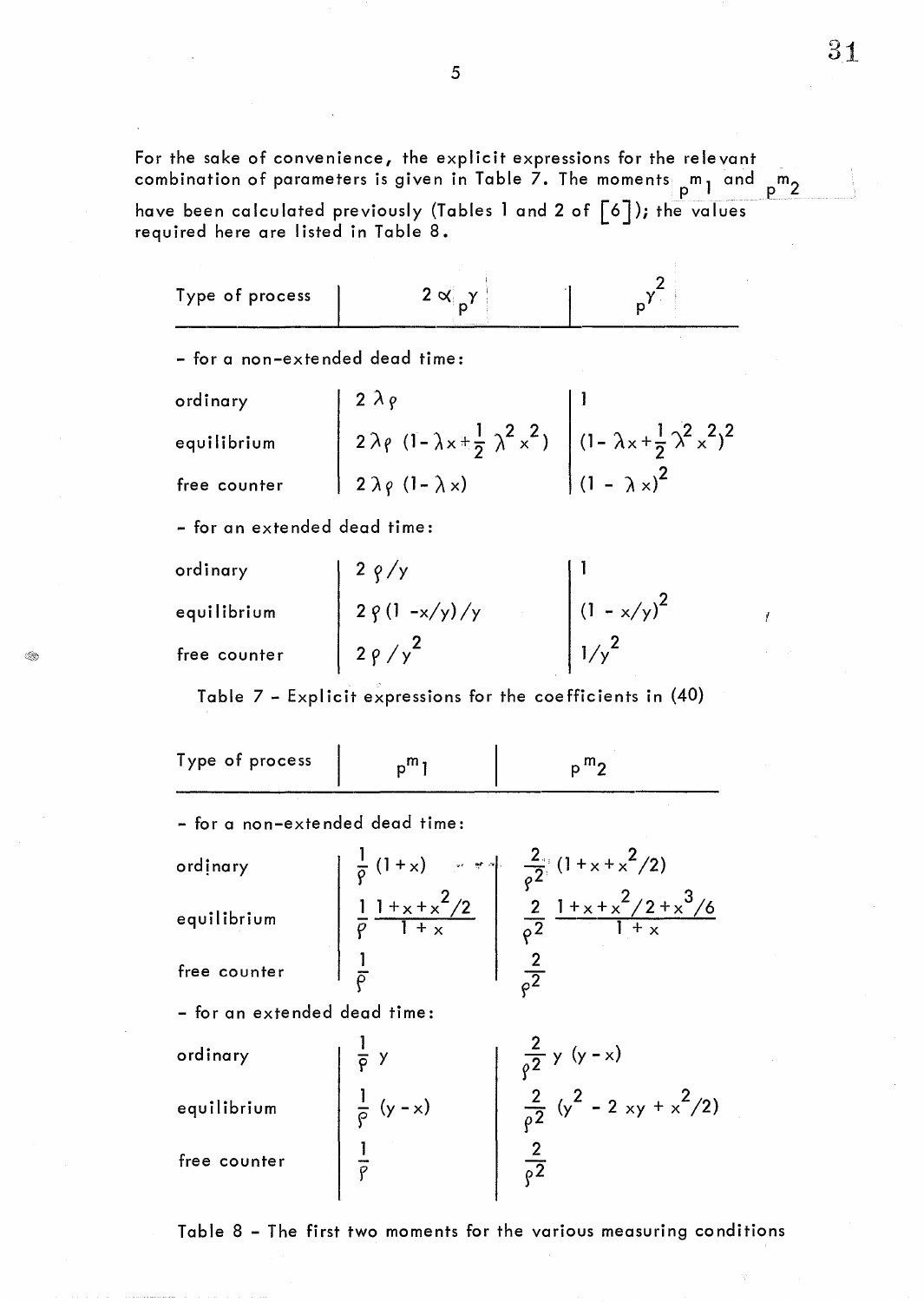For the sake of convenience, the explicit expressions for the relevant combination of parameters is given in Table 7. The moments ${}_p m_1$ and ${}_p m_2$ have been calculated previously (Tables 1 and 2 of [6]); the values required here are listed in Table 8.

| Type of process | $2\alpha\,{}_p\gamma$ | ${}_p\gamma^2$ |
|---|---|---|
| - for a non-extended dead time: | | |
| ordinary | $2\lambda\rho$ | $1$ |
| equilibrium | $2\lambda\rho\,(1-\lambda x+\frac{1}{2}\lambda^2 x^2)$ | $(1-\lambda x+\frac{1}{2}\lambda^2 x^2)^2$ |
| free counter | $2\lambda\rho\,(1-\lambda x)$ | $(1-\lambda x)^2$ |
| - for an extended dead time: | | |
| ordinary | $2\rho/y$ | $1$ |
| equilibrium | $2\rho(1-x/y)/y$ | $(1-x/y)^2$ |
| free counter | $2\rho/y^2$ | $1/y^2$ |

Table 7 - Explicit expressions for the coefficients in (40)

| Type of process | ${}_p m_1$ | ${}_p m_2$ |
|---|---|---|
| - for a non-extended dead time: | | |
| ordinary | $\frac{1}{\rho}(1+x)$ | $\frac{2}{\rho^2}(1+x+x^2/2)$ |
| equilibrium | $\frac{1}{\rho}\,\frac{1+x+x^2/2}{1+x}$ | $\frac{2}{\rho^2}\,\frac{1+x+x^2/2+x^3/6}{1+x}$ |
| free counter | $\frac{1}{\rho}$ | $\frac{2}{\rho^2}$ |
| - for an extended dead time: | | |
| ordinary | $\frac{1}{\rho}\,y$ | $\frac{2}{\rho^2}\,y\,(y-x)$ |
| equilibrium | $\frac{1}{\rho}(y-x)$ | $\frac{2}{\rho^2}(y^2-2\,xy+x^2/2)$ |
| free counter | $\frac{1}{\rho}$ | $\frac{2}{\rho^2}$ |

Table 8 - The first two moments for the various measuring conditions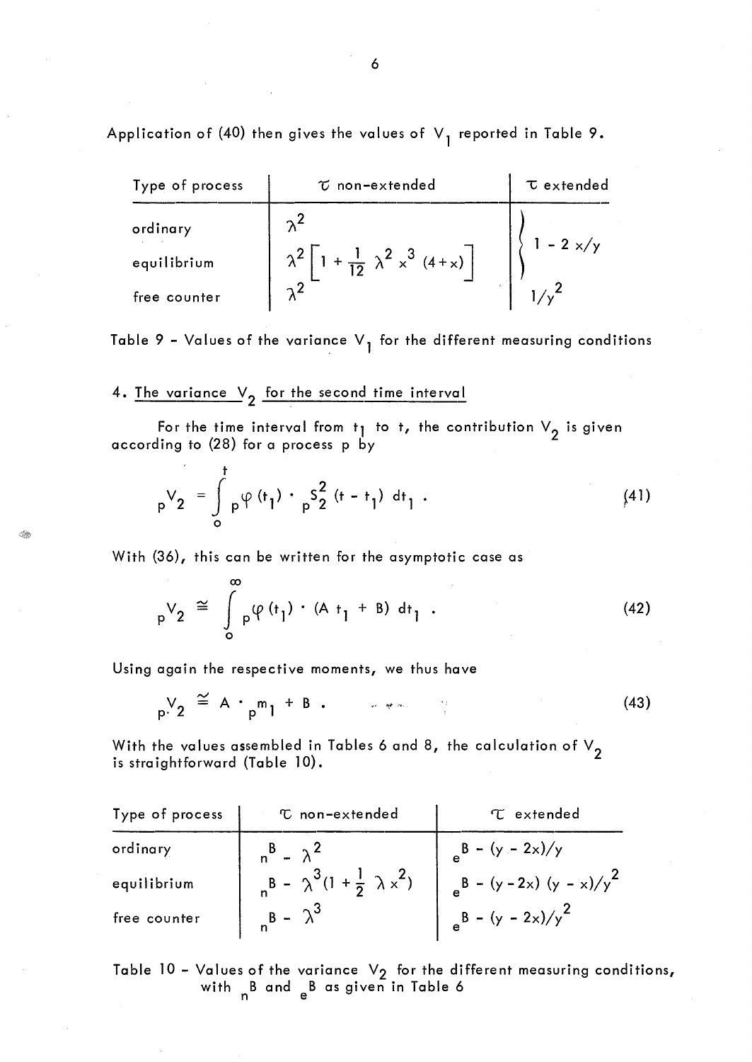Application of (40) then gives the values of $V_1$ reported in Table 9.

| Type of process | $\tau$ non-extended | $\tau$ extended |
|---|---|---|
| ordinary | $\lambda^2$ | $1 - 2\,x/y$ |
| equilibrium | $\lambda^2 \left[ 1 + \frac{1}{12}\, \lambda^2\, x^3\, (4+x) \right]$ | $1 - 2\,x/y$ |
| free counter | $\lambda^2$ | $1/y^2$ |

Table 9 - Values of the variance $V_1$ for the different measuring conditions

## 4. The variance $V_2$ for the second time interval

For the time interval from $t_1$ to $t$, the contribution $V_2$ is given according to (28) for a process p by

$$ {}_pV_2 = \int_0^t {}_p\varphi(t_1) \cdot {}_pS_2^2\,(t - t_1)\; dt_1 \; . \tag{41} $$

With (36), this can be written for the asymptotic case as

$$ {}_pV_2 \cong \int_0^\infty {}_p\varphi(t_1) \cdot (A\, t_1 + B)\; dt_1 \; . \tag{42} $$

Using again the respective moments, we thus have

$$ {}_pV_2 \cong A \cdot {}_pm_1 + B \; . \tag{43} $$

With the values assembled in Tables 6 and 8, the calculation of $V_2$ is straightforward (Table 10).

| Type of process | $\tau$ non-extended | $\tau$ extended |
|---|---|---|
| ordinary | ${}_nB - \lambda^2$ | ${}_eB - (y - 2x)/y$ |
| equilibrium | ${}_nB - \lambda^3 (1 + \frac{1}{2}\, \lambda\, x^2)$ | ${}_eB - (y - 2x)\,(y - x)/y^2$ |
| free counter | ${}_nB - \lambda^3$ | ${}_eB - (y - 2x)/y^2$ |

Table 10 - Values of the variance $V_2$ for the different measuring conditions, with ${}_nB$ and ${}_eB$ as given in Table 6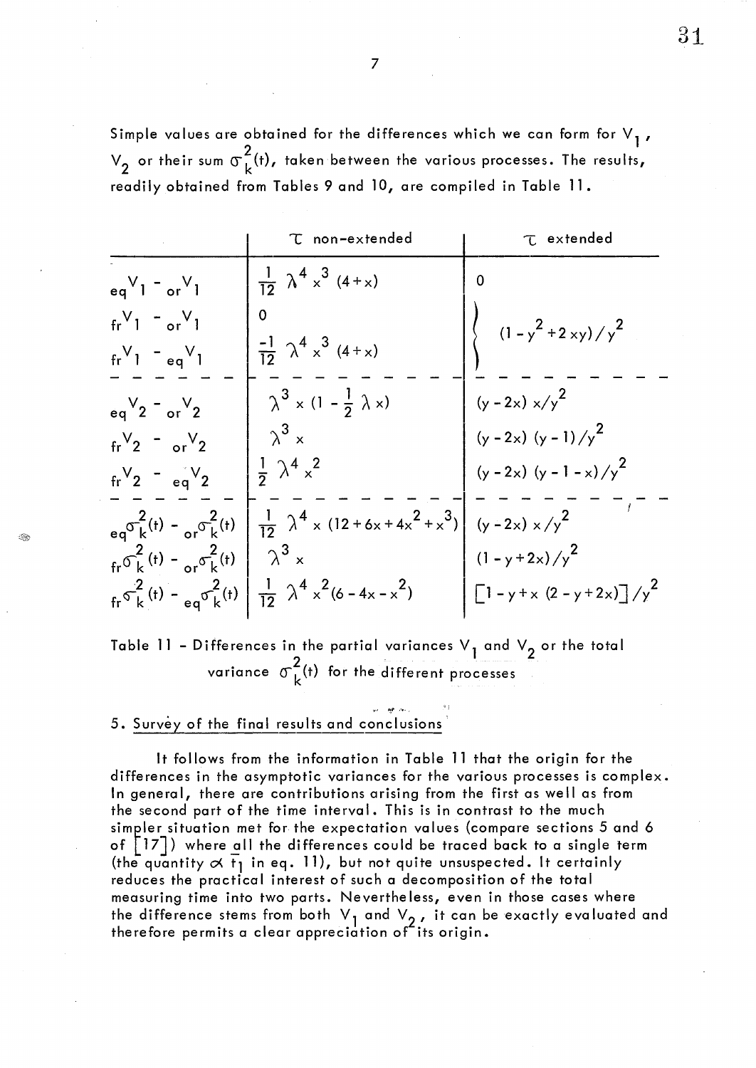Simple values are obtained for the differences which we can form for $V_1$, $V_2$ or their sum $\sigma_k^2(t)$, taken between the various processes. The results, readily obtained from Tables 9 and 10, are compiled in Table 11.

| | $\tau$ non-extended | $\tau$ extended |
|---|---|---|
| ${}_{eq}V_1 - {}_{or}V_1$ | $\frac{1}{12}\lambda^4 x^3 (4+x)$ | 0 |
| ${}_{fr}V_1 - {}_{or}V_1$ | 0 | $(1-y^2+2xy)/y^2$ |
| ${}_{fr}V_1 - {}_{eq}V_1$ | $\frac{-1}{12}\lambda^4 x^3 (4+x)$ | $(1-y^2+2xy)/y^2$ |
| ${}_{eq}V_2 - {}_{or}V_2$ | $\lambda^3 x (1 - \frac{1}{2}\lambda x)$ | $(y-2x)\,x/y^2$ |
| ${}_{fr}V_2 - {}_{or}V_2$ | $\lambda^3 x$ | $(y-2x)(y-1)/y^2$ |
| ${}_{fr}V_2 - {}_{eq}V_2$ | $\frac{1}{2}\lambda^4 x^2$ | $(y-2x)(y-1-x)/y^2$ |
| ${}_{eq}\sigma_k^2(t) - {}_{or}\sigma_k^2(t)$ | $\frac{1}{12}\lambda^4 x (12+6x+4x^2+x^3)$ | $(y-2x)\,x/y^2$ |
| ${}_{fr}\sigma_k^2(t) - {}_{or}\sigma_k^2(t)$ | $\lambda^3 x$ | $(1-y+2x)/y^2$ |
| ${}_{fr}\sigma_k^2(t) - {}_{eq}\sigma_k^2(t)$ | $\frac{1}{12}\lambda^4 x^2 (6-4x-x^2)$ | $\left[1-y+x\,(2-y+2x)\right]/y^2$ |

Table 11 - Differences in the partial variances $V_1$ and $V_2$ or the total variance $\sigma_k^2(t)$ for the different processes

## 5. Survey of the final results and conclusions

It follows from the information in Table 11 that the origin for the differences in the asymptotic variances for the various processes is complex. In general, there are contributions arising from the first as well as from the second part of the time interval. This is in contrast to the much simpler situation met for the expectation values (compare sections 5 and 6 of [17]) where all the differences could be traced back to a single term (the quantity $\alpha\, \bar{t}_1$ in eq. 11), but not quite unsuspected. It certainly reduces the practical interest of such a decomposition of the total measuring time into two parts. Nevertheless, even in those cases where the difference stems from both $V_1$ and $V_2$, it can be exactly evaluated and therefore permits a clear appreciation of its origin.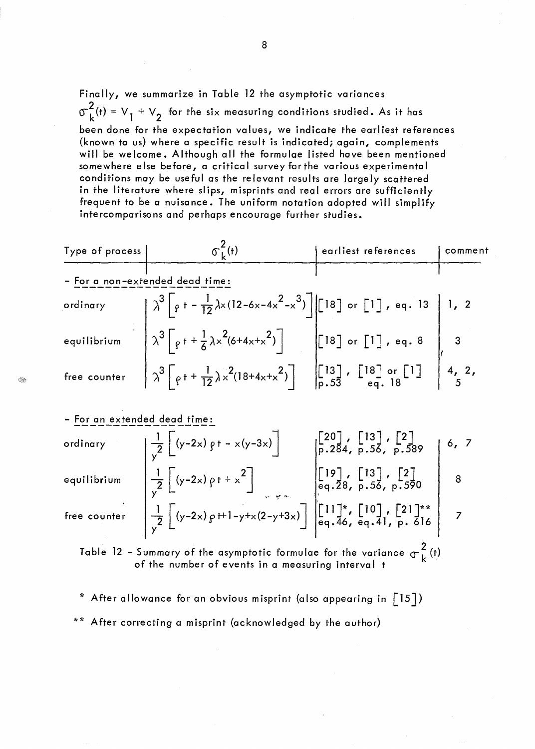Finally, we summarize in Table 12 the asymptotic variances $\sigma_k^2(t) = V_1 + V_2$ for the six measuring conditions studied. As it has been done for the expectation values, we indicate the earliest references (known to us) where a specific result is indicated; again, complements will be welcome. Although all the formulae listed have been mentioned somewhere else before, a critical survey for the various experimental conditions may be useful as the relevant results are largely scattered in the literature where slips, misprints and real errors are sufficiently frequent to be a nuisance. The uniform notation adopted will simplify intercomparisons and perhaps encourage further studies.

| Type of process | $\sigma_k^2(t)$ | earliest references | comment |
|---|---|---|---|
| - For a non-extended dead time: | | | |
| ordinary | $\lambda^3\left[\rho t - \frac{1}{12}\lambda x(12-6x-4x^2-x^3)\right]$ | [18] or [1], eq. 13 | 1, 2 |
| equilibrium | $\lambda^3\left[\rho t + \frac{1}{6}\lambda x^2(6+4x+x^2)\right]$ | [18] or [1], eq. 8 | 3 |
| free counter | $\lambda^3\left[\rho t + \frac{1}{12}\lambda x^2(18+4x+x^2)\right]$ | [13], p.53, [18] or [1] eq. 18 | 4, 2, 5 |
| - For an extended dead time: | | | |
| ordinary | $\frac{1}{y^2}\left[(y-2x)\rho t - x(y-3x)\right]$ | [20], p.284, [13], p.56, [2], p.589 | 6, 7 |
| equilibrium | $\frac{1}{y^2}\left[(y-2x)\rho t + x^2\right]$ | [19], eq.28, [13], p.56, [2], p.590 | 8 |
| free counter | $\frac{1}{y^2}\left[(y-2x)\rho t + 1 - y + x(2-y+3x)\right]$ | [11]*, eq.46, [10], eq.41, [21]**, p. 616 | 7 |

Table 12 - Summary of the asymptotic formulae for the variance $\sigma_k^2(t)$ of the number of events in a measuring interval $t$

\* After allowance for an obvious misprint (also appearing in [15])

\*\* After correcting a misprint (acknowledged by the author)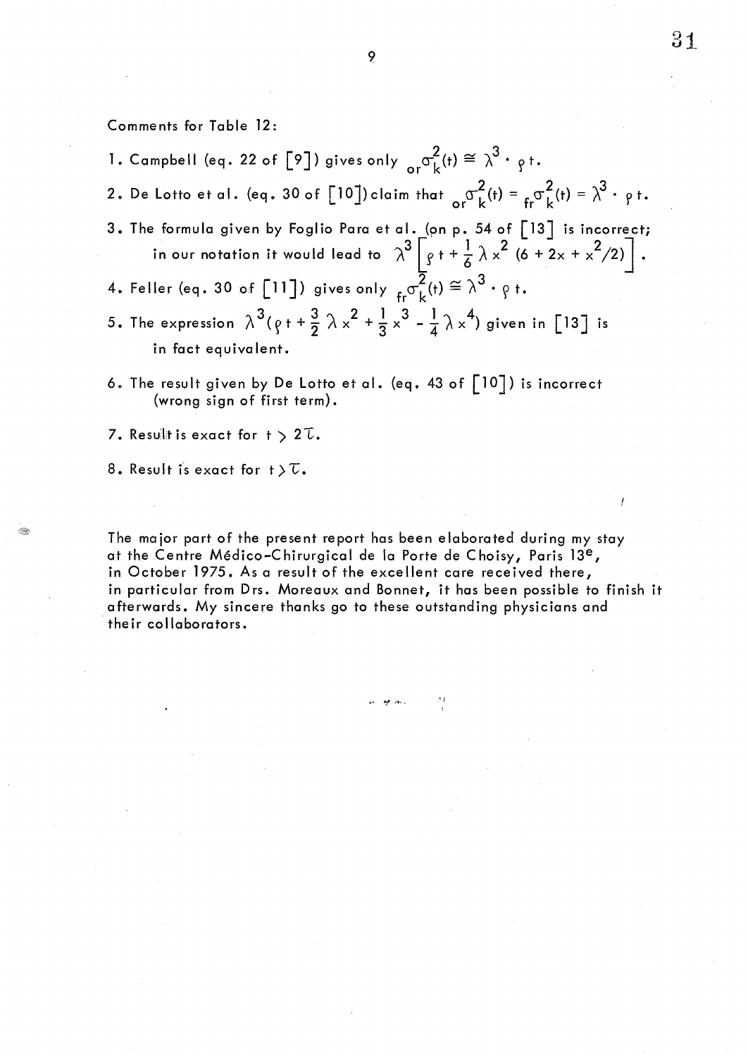Comments for Table 12:

1. Campbell (eq. 22 of [9]) gives only ${}_{or}\sigma_k^2(t) \cong \lambda^3 \cdot \rho t$.
2. De Lotto et al. (eq. 30 of [10]) claim that ${}_{or}\sigma_k^2(t) = {}_{fr}\sigma_k^2(t) = \lambda^3 \cdot \rho t$.
3. The formula given by Foglio Para et al. (on p. 54 of [13] is incorrect; in our notation it would lead to $\lambda^3 \left[ \rho t + \frac{1}{6} \lambda x^2 (6 + 2x + x^2/2) \right]$.
4. Feller (eq. 30 of [11]) gives only ${}_{fr}\sigma_k^2(t) \cong \lambda^3 \cdot \rho t$.
5. The expression $\lambda^3 (\rho t + \frac{3}{2} \lambda x^2 + \frac{1}{3} x^3 - \frac{1}{4} \lambda x^4)$ given in [13] is in fact equivalent.
6. The result given by De Lotto et al. (eq. 43 of [10]) is incorrect (wrong sign of first term).
7. Result is exact for $t > 2\tau$.
8. Result is exact for $t > \tau$.

The major part of the present report has been elaborated during my stay at the Centre Médico-Chirurgical de la Porte de Choisy, Paris 13e, in October 1975. As a result of the excellent care received there, in particular from Drs. Moreaux and Bonnet, it has been possible to finish it afterwards. My sincere thanks go to these outstanding physicians and their collaborators.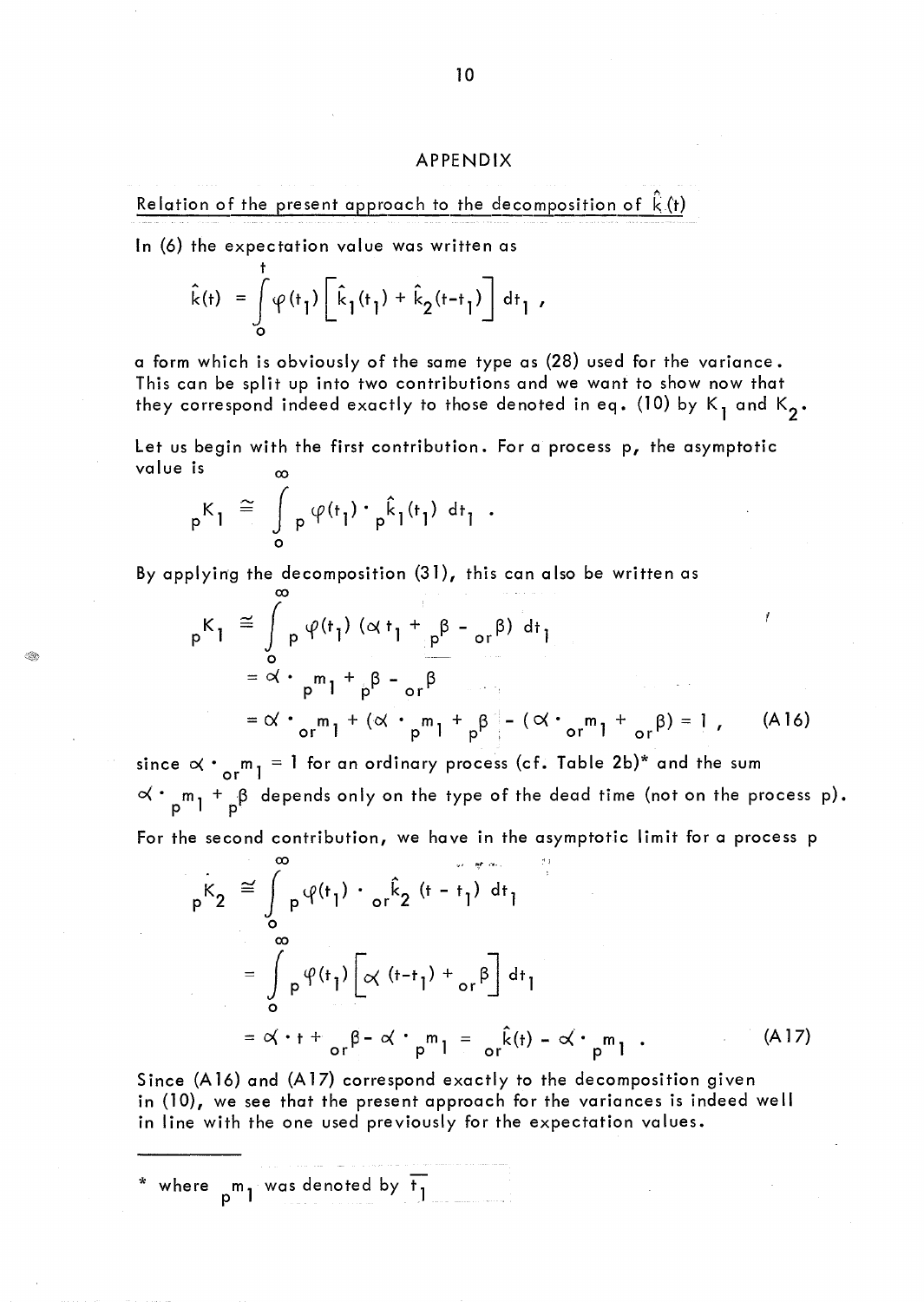## APPENDIX

Relation of the present approach to the decomposition of $\hat{k}(t)$

In (6) the expectation value was written as

$$\hat{k}(t) = \int_0^t \varphi(t_1) \left[ \hat{k}_1(t_1) + \hat{k}_2(t-t_1) \right] dt_1 ,$$

a form which is obviously of the same type as (28) used for the variance. This can be split up into two contributions and we want to show now that they correspond indeed exactly to those denoted in eq. (10) by $K_1$ and $K_2$.

Let us begin with the first contribution. For a process p, the asymptotic value is

$${}_pK_1 \cong \int_0^\infty {}_p\varphi(t_1) \cdot {}_p\hat{k}_1(t_1) \, dt_1 .$$

By applying the decomposition (31), this can also be written as

$$\begin{aligned}
{}_pK_1 &\cong \int_0^\infty {}_p\varphi(t_1) \, (\alpha t_1 + {}_p\beta - {}_{or}\beta) \, dt_1 \\
&= \alpha \cdot {}_pm_1 + {}_p\beta - {}_{or}\beta \\
&= \alpha \cdot {}_{or}m_1 + (\alpha \cdot {}_pm_1 + {}_p\beta) - (\alpha \cdot {}_{or}m_1 + {}_{or}\beta) = 1 , \qquad \text{(A16)}
\end{aligned}$$

since $\alpha \cdot {}_{or}m_1 = 1$ for an ordinary process (cf. Table 2b)* and the sum $\alpha \cdot {}_pm_1 + {}_p\beta$ depends only on the type of the dead time (not on the process p).

For the second contribution, we have in the asymptotic limit for a process p

$$\begin{aligned}
{}_pK_2 &\cong \int_0^\infty {}_p\varphi(t_1) \cdot {}_{or}\hat{k}_2(t-t_1) \, dt_1 \\
&= \int_0^\infty {}_p\varphi(t_1) \left[ \alpha (t-t_1) + {}_{or}\beta \right] dt_1 \\
&= \alpha \cdot t + {}_{or}\beta - \alpha \cdot {}_pm_1 = {}_{or}\hat{k}(t) - \alpha \cdot {}_pm_1 . \qquad \text{(A17)}
\end{aligned}$$

Since (A16) and (A17) correspond exactly to the decomposition given in (10), we see that the present approach for the variances is indeed well in line with the one used previously for the expectation values.

---

\* where ${}_pm_1$ was denoted by $\overline{t_1}$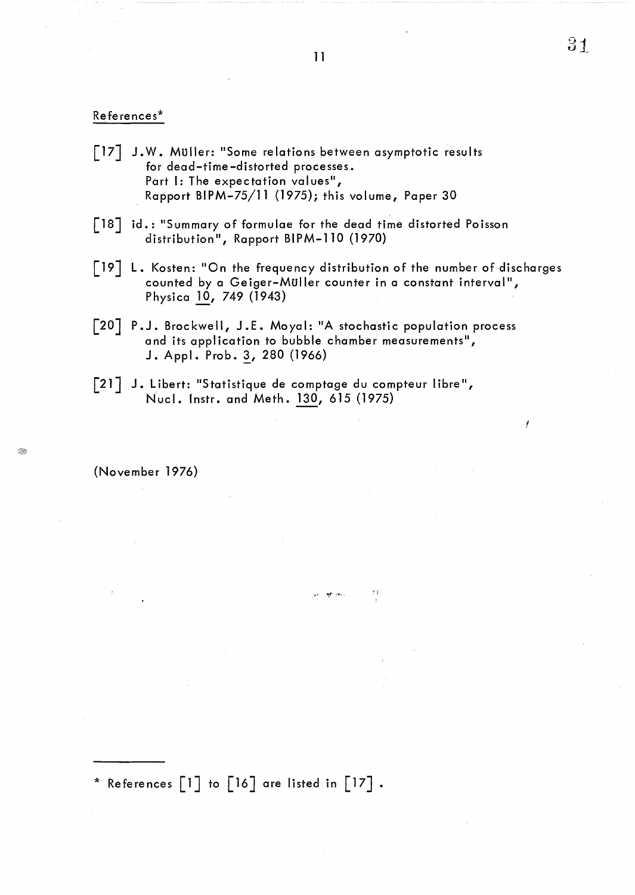References*

[17] J.W. Müller: "Some relations between asymptotic results for dead-time-distorted processes. Part I: The expectation values", Rapport BIPM-75/11 (1975); this volume, Paper 30

[18] id.: "Summary of formulae for the dead time distorted Poisson distribution", Rapport BIPM-110 (1970)

[19] L. Kosten: "On the frequency distribution of the number of discharges counted by a Geiger-Müller counter in a constant interval", Physica 10, 749 (1943)

[20] P.J. Brockwell, J.E. Moyal: "A stochastic population process and its application to bubble chamber measurements", J. Appl. Prob. 3, 280 (1966)

[21] J. Libert: "Statistique de comptage du compteur libre", Nucl. Instr. and Meth. 130, 615 (1975)

(November 1976)

* References [1] to [16] are listed in [17].